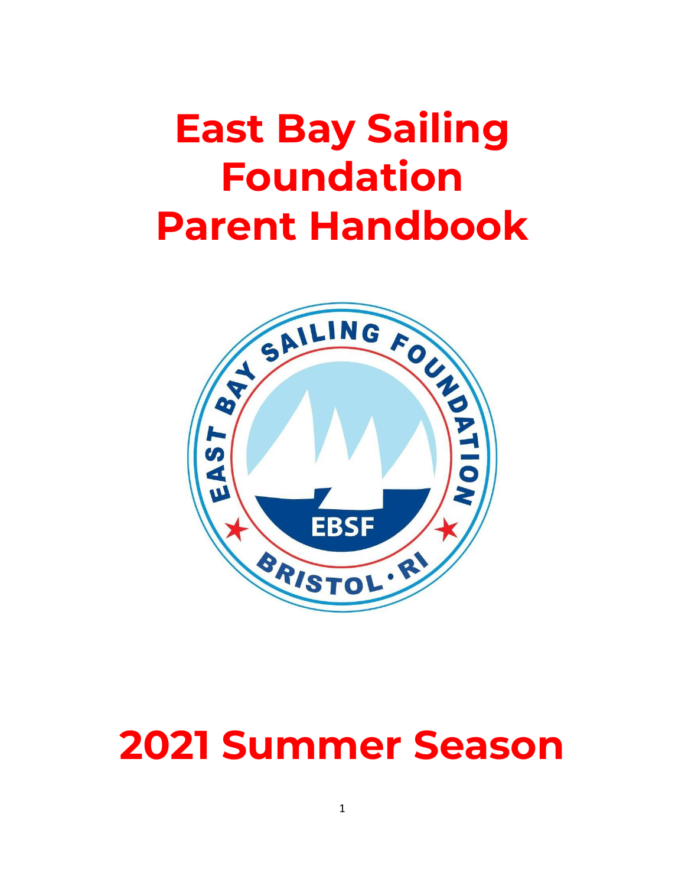# East Bay Sailing Foundation Parent Handbook

# 2021 Summer Season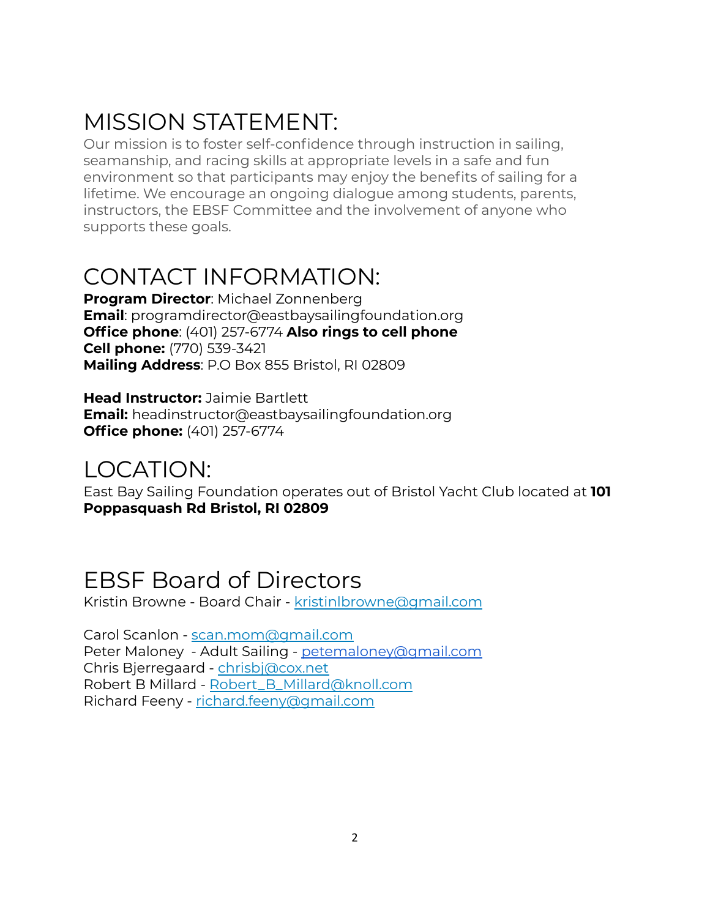# MISSION STATEMENT:

Our mission is to foster self-confidence through instruction in sailing, seamanship, and racing skills at appropriate levels in a safe and fun environment so that participants may enjoy the benefits of sailing for a lifetime. We encourage an ongoing dialogue among students, parents, instructors, the EBSF Committee and the involvement of anyone who supports these goals.

# CONTACT INFORMATION:

**Program Director**: Michael Zonnenberg
**Email**: programdirector@eastbaysailingfoundation.org
**Office phone**: (401) 257-6774 **Also rings to cell phone**
**Cell phone:** (770) 539-3421
**Mailing Address**: P.O Box 855 Bristol, RI 02809

**Head Instructor:** Jaimie Bartlett
**Email:** headinstructor@eastbaysailingfoundation.org
**Office phone:** (401) 257-6774

# LOCATION:

East Bay Sailing Foundation operates out of Bristol Yacht Club located at **101 Poppasquash Rd Bristol, RI 02809**

# EBSF Board of Directors

Kristin Browne - Board Chair - kristinlbrowne@gmail.com

Carol Scanlon - scan.mom@gmail.com
Peter Maloney - Adult Sailing - petemaloney@gmail.com
Chris Bjerregaard - chrisbj@cox.net
Robert B Millard - Robert_B_Millard@knoll.com
Richard Feeny - richard.feeny@gmail.com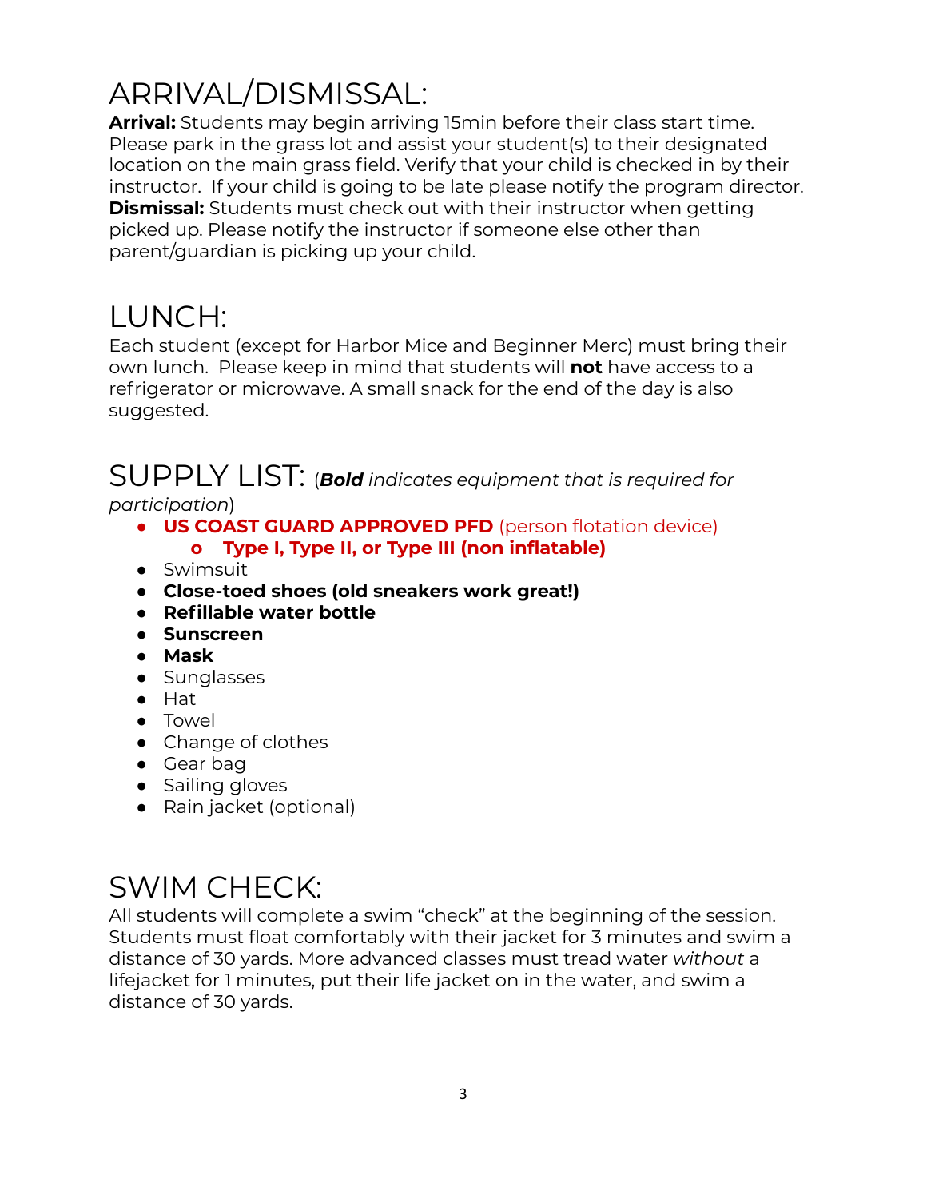# ARRIVAL/DISMISSAL:

**Arrival:** Students may begin arriving 15min before their class start time. Please park in the grass lot and assist your student(s) to their designated location on the main grass field. Verify that your child is checked in by their instructor. If your child is going to be late please notify the program director.
**Dismissal:** Students must check out with their instructor when getting picked up. Please notify the instructor if someone else other than parent/guardian is picking up your child.

# LUNCH:

Each student (except for Harbor Mice and Beginner Merc) must bring their own lunch. Please keep in mind that students will **not** have access to a refrigerator or microwave. A small snack for the end of the day is also suggested.

# SUPPLY LIST: (*Bold indicates equipment that is required for participation*)

- **US COAST GUARD APPROVED PFD** (person flotation device)
  - **Type I, Type II, or Type III (non inflatable)**
- Swimsuit
- **Close-toed shoes (old sneakers work great!)**
- **Refillable water bottle**
- **Sunscreen**
- **Mask**
- Sunglasses
- Hat
- Towel
- Change of clothes
- Gear bag
- Sailing gloves
- Rain jacket (optional)

# SWIM CHECK:

All students will complete a swim "check" at the beginning of the session. Students must float comfortably with their jacket for 3 minutes and swim a distance of 30 yards. More advanced classes must tread water *without* a lifejacket for 1 minutes, put their life jacket on in the water, and swim a distance of 30 yards.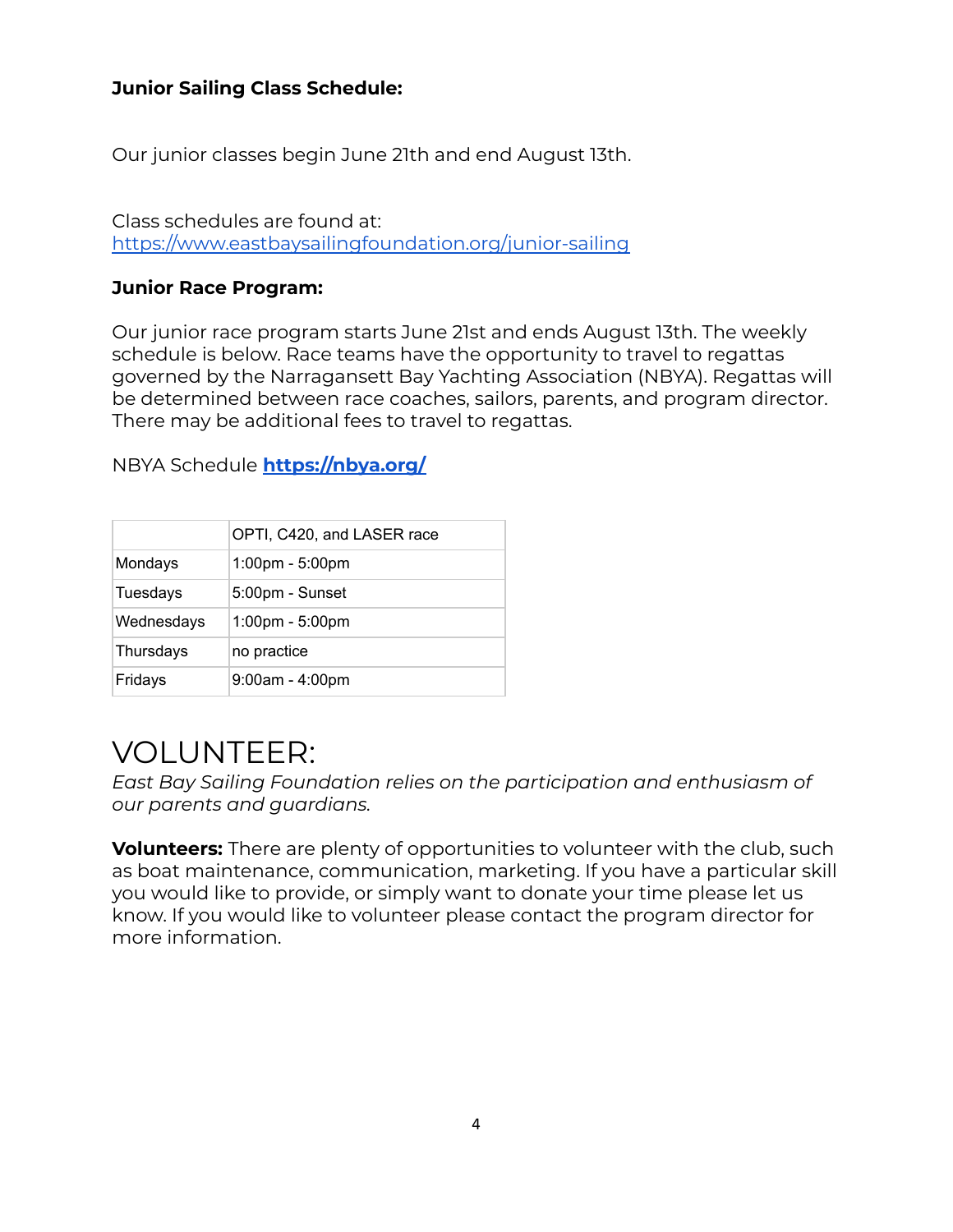**Junior Sailing Class Schedule:**

Our junior classes begin June 21th and end August 13th.

Class schedules are found at:
https://www.eastbaysailingfoundation.org/junior-sailing

**Junior Race Program:**

Our junior race program starts June 21st and ends August 13th. The weekly schedule is below. Race teams have the opportunity to travel to regattas governed by the Narragansett Bay Yachting Association (NBYA). Regattas will be determined between race coaches, sailors, parents, and program director. There may be additional fees to travel to regattas.

NBYA Schedule **https://nbya.org/**

| | OPTI, C420, and LASER race |
|---|---|
| Mondays | 1:00pm - 5:00pm |
| Tuesdays | 5:00pm - Sunset |
| Wednesdays | 1:00pm - 5:00pm |
| Thursdays | no practice |
| Fridays | 9:00am - 4:00pm |

# VOLUNTEER:

*East Bay Sailing Foundation relies on the participation and enthusiasm of our parents and guardians.*

**Volunteers:** There are plenty of opportunities to volunteer with the club, such as boat maintenance, communication, marketing. If you have a particular skill you would like to provide, or simply want to donate your time please let us know. If you would like to volunteer please contact the program director for more information.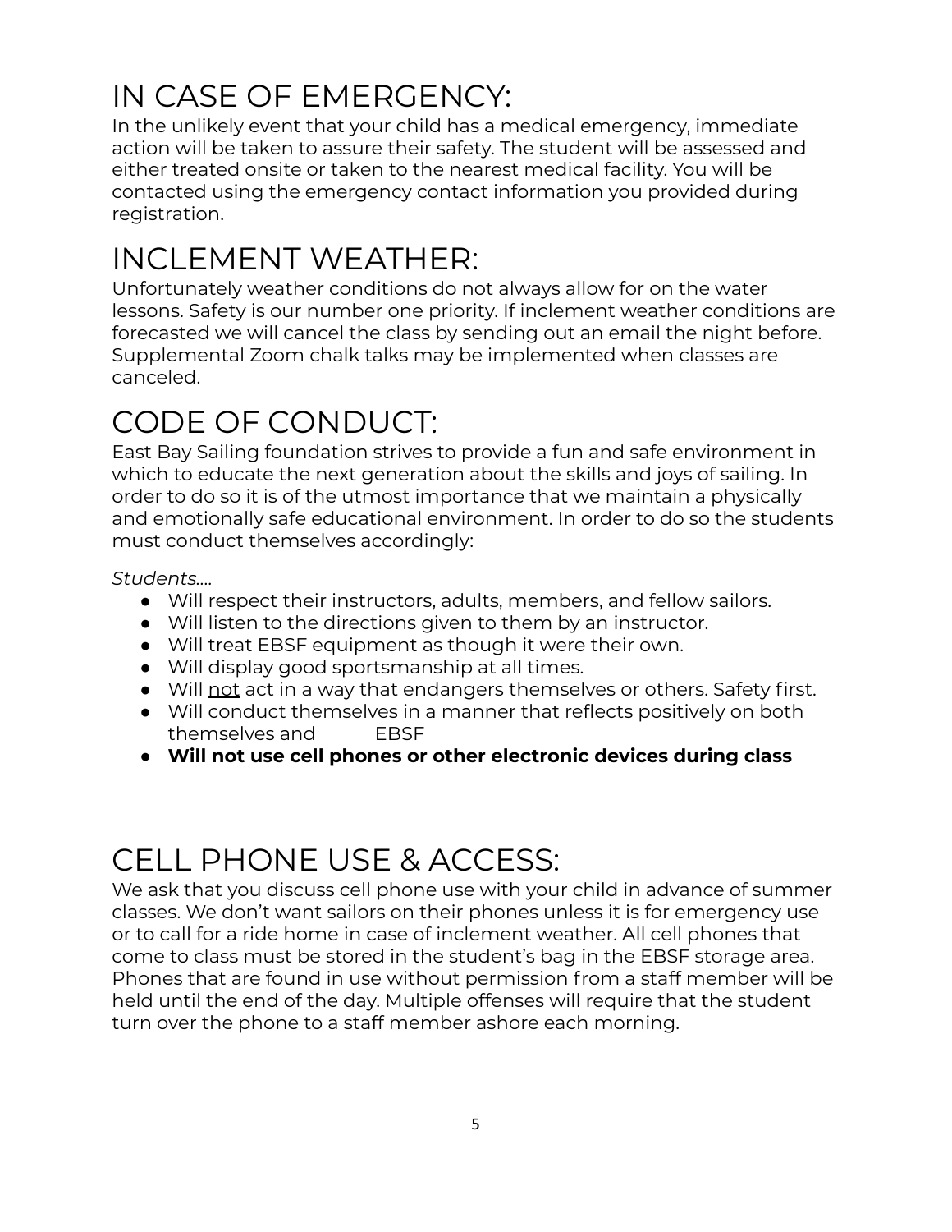# IN CASE OF EMERGENCY:

In the unlikely event that your child has a medical emergency, immediate action will be taken to assure their safety. The student will be assessed and either treated onsite or taken to the nearest medical facility. You will be contacted using the emergency contact information you provided during registration.

# INCLEMENT WEATHER:

Unfortunately weather conditions do not always allow for on the water lessons. Safety is our number one priority. If inclement weather conditions are forecasted we will cancel the class by sending out an email the night before. Supplemental Zoom chalk talks may be implemented when classes are canceled.

# CODE OF CONDUCT:

East Bay Sailing foundation strives to provide a fun and safe environment in which to educate the next generation about the skills and joys of sailing. In order to do so it is of the utmost importance that we maintain a physically and emotionally safe educational environment. In order to do so the students must conduct themselves accordingly:

*Students....*

- Will respect their instructors, adults, members, and fellow sailors.
- Will listen to the directions given to them by an instructor.
- Will treat EBSF equipment as though it were their own.
- Will display good sportsmanship at all times.
- Will <u>not</u> act in a way that endangers themselves or others. Safety first.
- Will conduct themselves in a manner that reflects positively on both themselves and EBSF
- **Will not use cell phones or other electronic devices during class**

# CELL PHONE USE & ACCESS:

We ask that you discuss cell phone use with your child in advance of summer classes. We don't want sailors on their phones unless it is for emergency use or to call for a ride home in case of inclement weather. All cell phones that come to class must be stored in the student's bag in the EBSF storage area. Phones that are found in use without permission from a staff member will be held until the end of the day. Multiple offenses will require that the student turn over the phone to a staff member ashore each morning.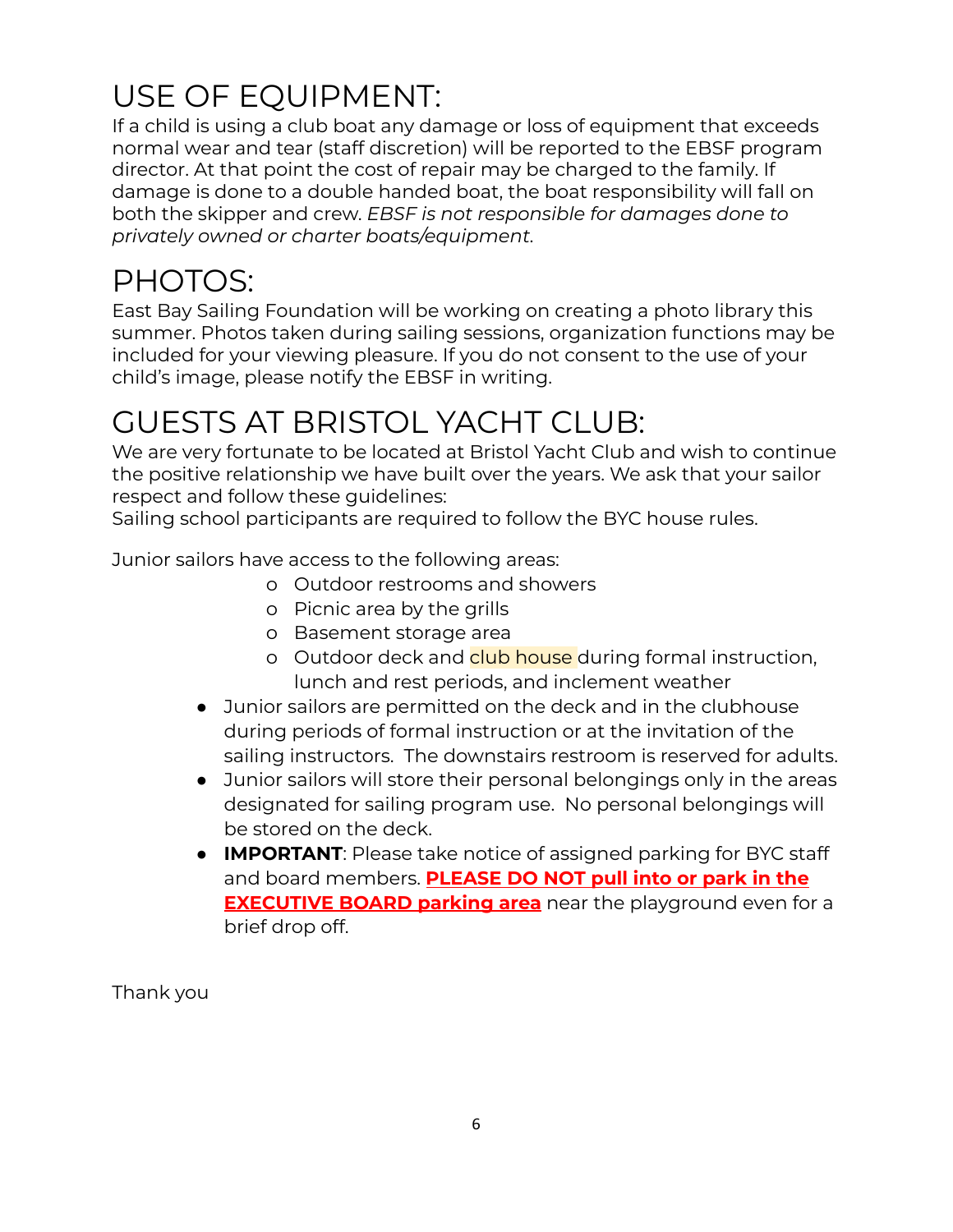# USE OF EQUIPMENT:

If a child is using a club boat any damage or loss of equipment that exceeds normal wear and tear (staff discretion) will be reported to the EBSF program director. At that point the cost of repair may be charged to the family. If damage is done to a double handed boat, the boat responsibility will fall on both the skipper and crew. *EBSF is not responsible for damages done to privately owned or charter boats/equipment.*

# PHOTOS:

East Bay Sailing Foundation will be working on creating a photo library this summer. Photos taken during sailing sessions, organization functions may be included for your viewing pleasure. If you do not consent to the use of your child's image, please notify the EBSF in writing.

# GUESTS AT BRISTOL YACHT CLUB:

We are very fortunate to be located at Bristol Yacht Club and wish to continue the positive relationship we have built over the years. We ask that your sailor respect and follow these guidelines:
Sailing school participants are required to follow the BYC house rules.

Junior sailors have access to the following areas:

- Outdoor restrooms and showers
- Picnic area by the grills
- Basement storage area
- Outdoor deck and club house during formal instruction, lunch and rest periods, and inclement weather

- Junior sailors are permitted on the deck and in the clubhouse during periods of formal instruction or at the invitation of the sailing instructors. The downstairs restroom is reserved for adults.
- Junior sailors will store their personal belongings only in the areas designated for sailing program use. No personal belongings will be stored on the deck.
- **IMPORTANT**: Please take notice of assigned parking for BYC staff and board members. **PLEASE DO NOT pull into or park in the EXECUTIVE BOARD parking area** near the playground even for a brief drop off.

Thank you